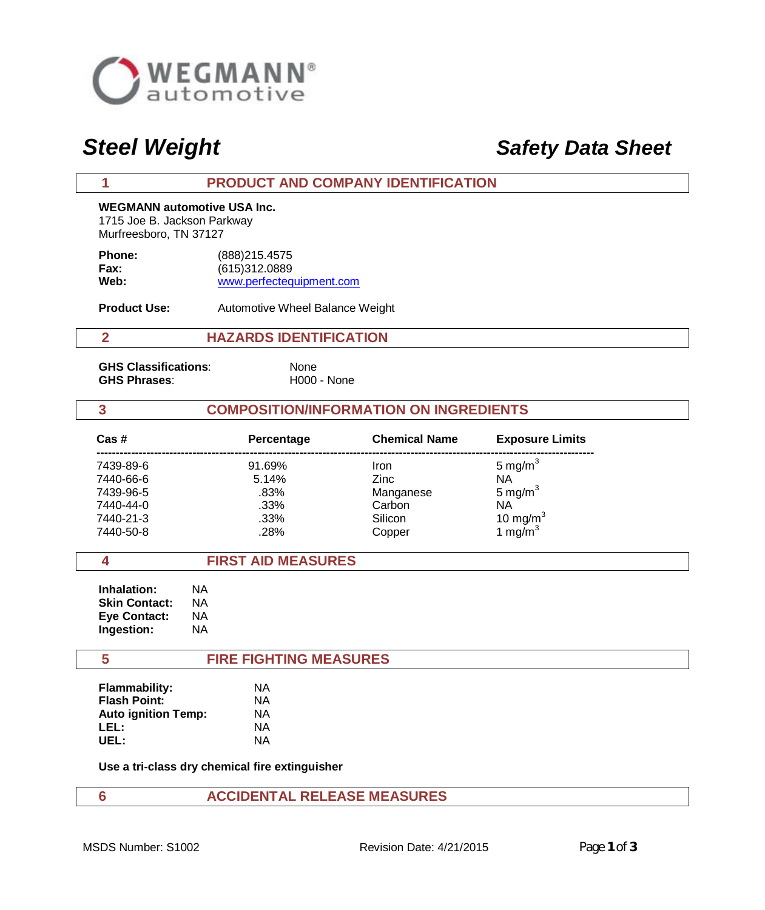WEGMANN automotive

# Steel Weight

# Safety Data Sheet

## 1 PRODUCT AND COMPANY IDENTIFICATION

**WEGMANN automotive USA Inc.**
1715 Joe B. Jackson Parkway
Murfreesboro, TN 37127

**Phone:** (888)215.4575
**Fax:** (615)312.0889
**Web:** www.perfectequipment.com

**Product Use:** Automotive Wheel Balance Weight

## 2 HAZARDS IDENTIFICATION

**GHS Classifications**: None
**GHS Phrases**: H000 - None

## 3 COMPOSITION/INFORMATION ON INGREDIENTS

| Cas # | Percentage | Chemical Name | Exposure Limits |
|---|---|---|---|
| 7439-89-6 | 91.69% | Iron | 5 mg/m$^3$ |
| 7440-66-6 | 5.14% | Zinc | NA |
| 7439-96-5 | .83% | Manganese | 5 mg/m$^3$ |
| 7440-44-0 | .33% | Carbon | NA |
| 7440-21-3 | .33% | Silicon | 10 mg/m$^3$ |
| 7440-50-8 | .28% | Copper | 1 mg/m$^3$ |

## 4 FIRST AID MEASURES

**Inhalation:** NA
**Skin Contact:** NA
**Eye Contact:** NA
**Ingestion:** NA

## 5 FIRE FIGHTING MEASURES

**Flammability:** NA
**Flash Point:** NA
**Auto ignition Temp:** NA
**LEL:** NA
**UEL:** NA

**Use a tri-class dry chemical fire extinguisher**

## 6 ACCIDENTAL RELEASE MEASURES

MSDS Number: S1002 Revision Date: 4/21/2015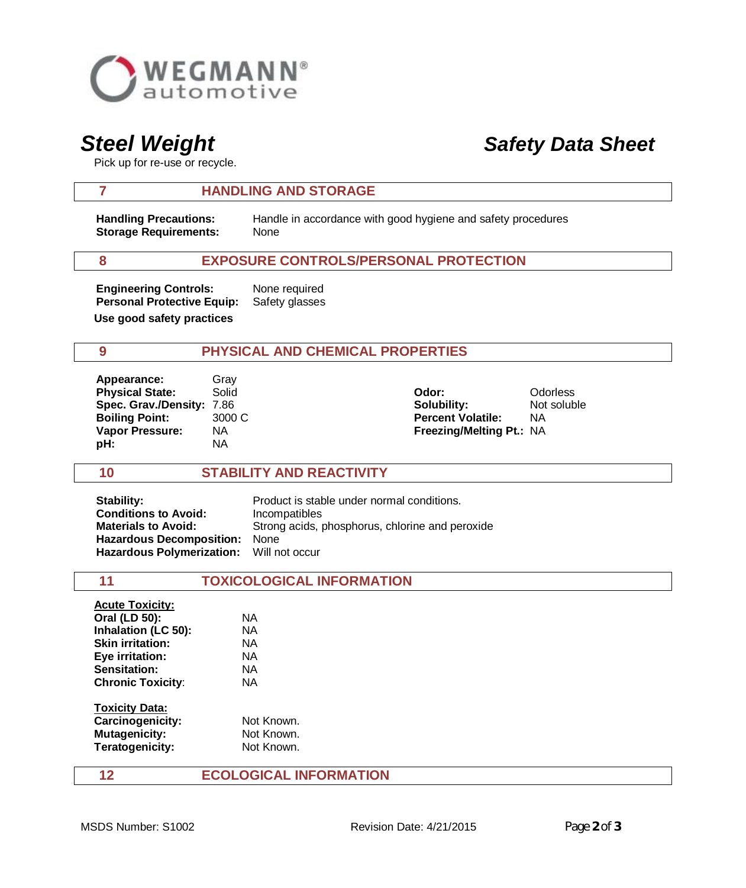**Steel Weight** — **Safety Data Sheet**

Pick up for re-use or recycle.

## 7 HANDLING AND STORAGE

**Handling Precautions:** Handle in accordance with good hygiene and safety procedures
**Storage Requirements:** None

## 8 EXPOSURE CONTROLS/PERSONAL PROTECTION

**Engineering Controls:** None required
**Personal Protective Equip:** Safety glasses

**Use good safety practices**

## 9 PHYSICAL AND CHEMICAL PROPERTIES

**Appearance:** Gray
**Physical State:** Solid
**Spec. Grav./Density:** 7.86
**Boiling Point:** 3000 C
**Vapor Pressure:** NA
**pH:** NA

**Odor:** Odorless
**Solubility:** Not soluble
**Percent Volatile:** NA
**Freezing/Melting Pt.:** NA

## 10 STABILITY AND REACTIVITY

**Stability:** Product is stable under normal conditions.
**Conditions to Avoid:** Incompatibles
**Materials to Avoid:** Strong acids, phosphorus, chlorine and peroxide
**Hazardous Decomposition:** None
**Hazardous Polymerization:** Will not occur

## 11 TOXICOLOGICAL INFORMATION

**Acute Toxicity:**
**Oral (LD 50):** NA
**Inhalation (LC 50):** NA
**Skin irritation:** NA
**Eye irritation:** NA
**Sensation:** NA
**Chronic Toxicity**: NA

**Toxicity Data:**
**Carcinogenicity:** Not Known.
**Mutagenicity:** Not Known.
**Teratogenicity:** Not Known.

## 12 ECOLOGICAL INFORMATION

MSDS Number: S1002 Revision Date: 4/21/2015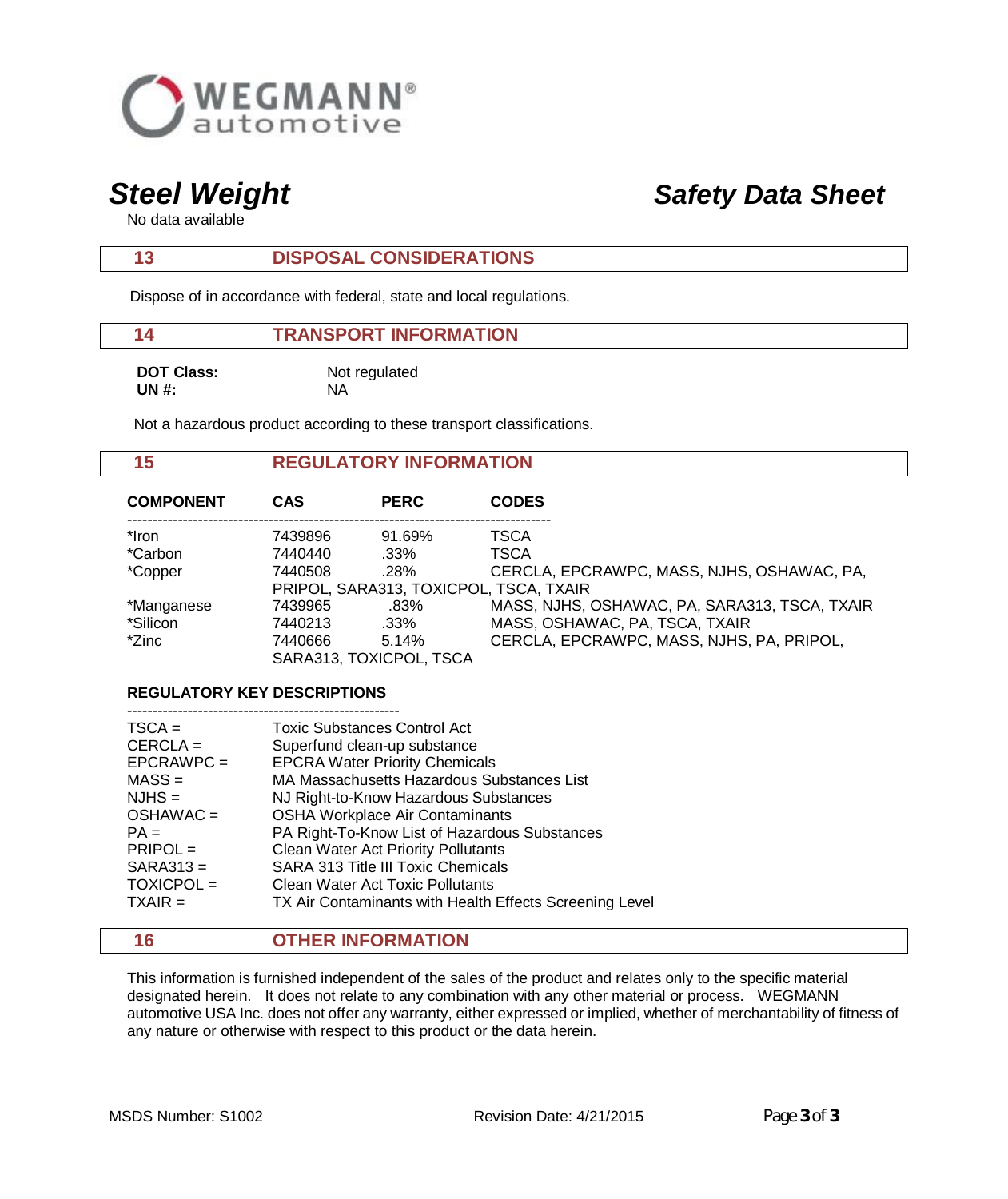**WEGMANN automotive**

# *Steel Weight* — *Safety Data Sheet*

No data available

## 13 DISPOSAL CONSIDERATIONS

Dispose of in accordance with federal, state and local regulations.

## 14 TRANSPORT INFORMATION

**DOT Class:** Not regulated
**UN #:** NA

Not a hazardous product according to these transport classifications.

## 15 REGULATORY INFORMATION

| COMPONENT | CAS | PERC | CODES |
|---|---|---|---|
| *Iron | 7439896 | 91.69% | TSCA |
| *Carbon | 7440440 | .33% | TSCA |
| *Copper | 7440508 | .28% | CERCLA, EPCRAWPC, MASS, NJHS, OSHAWAC, PA, PRIPOL, SARA313, TOXICPOL, TSCA, TXAIR |
| *Manganese | 7439965 | .83% | MASS, NJHS, OSHAWAC, PA, SARA313, TSCA, TXAIR |
| *Silicon | 7440213 | .33% | MASS, OSHAWAC, PA, TSCA, TXAIR |
| *Zinc | 7440666 | 5.14% | CERCLA, EPCRAWPC, MASS, NJHS, PA, PRIPOL, SARA313, TOXICPOL, TSCA |

**REGULATORY KEY DESCRIPTIONS**

| | |
|---|---|
| TSCA = | Toxic Substances Control Act |
| CERCLA = | Superfund clean-up substance |
| EPCRAWPC = | EPCRA Water Priority Chemicals |
| MASS = | MA Massachusetts Hazardous Substances List |
| NJHS = | NJ Right-to-Know Hazardous Substances |
| OSHAWAC = | OSHA Workplace Air Contaminants |
| PA = | PA Right-To-Know List of Hazardous Substances |
| PRIPOL = | Clean Water Act Priority Pollutants |
| SARA313 = | SARA 313 Title III Toxic Chemicals |
| TOXICPOL = | Clean Water Act Toxic Pollutants |
| TXAIR = | TX Air Contaminants with Health Effects Screening Level |

## 16 OTHER INFORMATION

This information is furnished independent of the sales of the product and relates only to the specific material designated herein. It does not relate to any combination with any other material or process. WEGMANN automotive USA Inc. does not offer any warranty, either expressed or implied, whether of merchantability of fitness of any nature or otherwise with respect to this product or the data herein.

MSDS Number: S1002 Revision Date: 4/21/2015